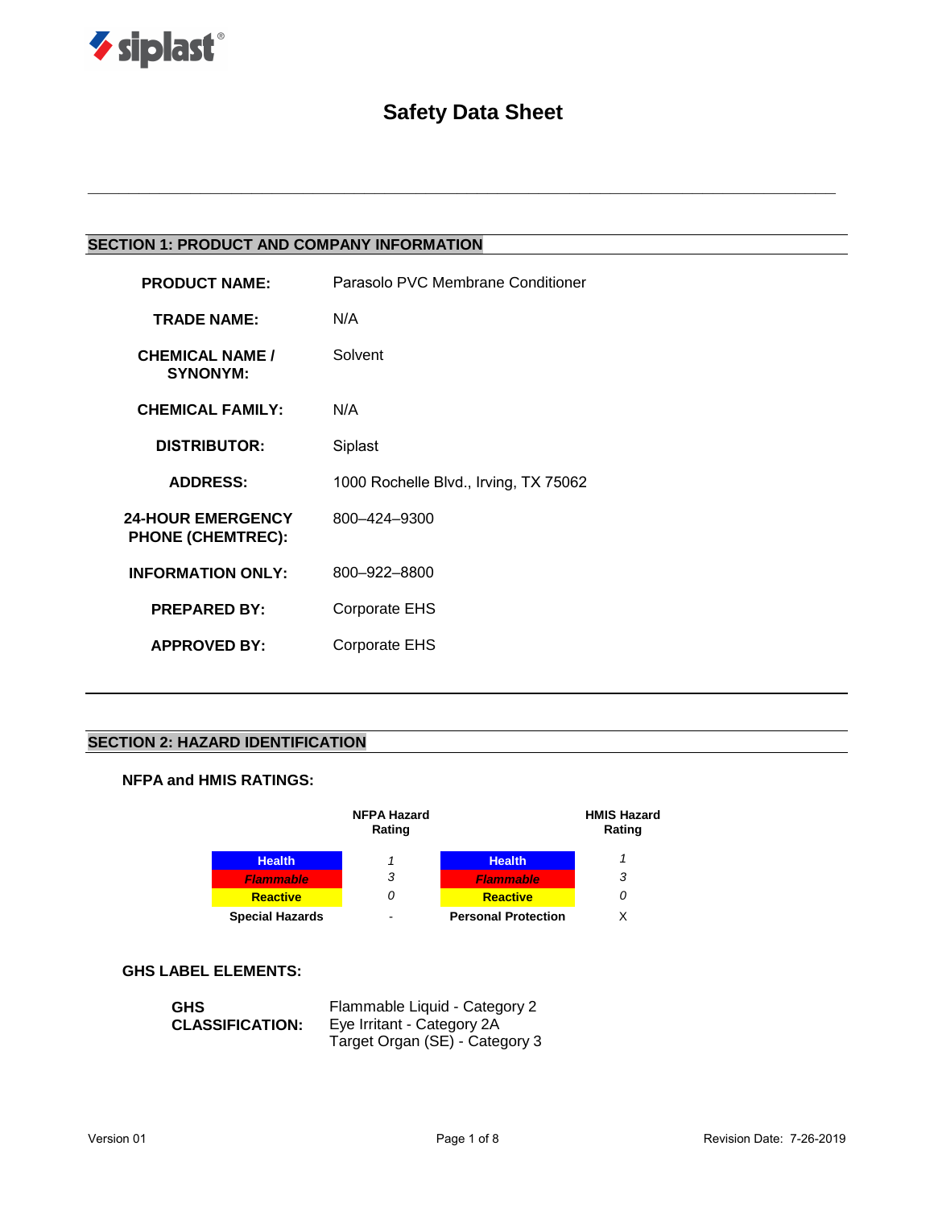siplast®

# Safety Data Sheet

## SECTION 1: PRODUCT AND COMPANY INFORMATION

| | |
|---|---|
| **PRODUCT NAME:** | Parasolo PVC Membrane Conditioner |
| **TRADE NAME:** | N/A |
| **CHEMICAL NAME / SYNONYM:** | Solvent |
| **CHEMICAL FAMILY:** | N/A |
| **DISTRIBUTOR:** | Siplast |
| **ADDRESS:** | 1000 Rochelle Blvd., Irving, TX 75062 |
| **24-HOUR EMERGENCY PHONE (CHEMTREC):** | 800–424–9300 |
| **INFORMATION ONLY:** | 800–922–8800 |
| **PREPARED BY:** | Corporate EHS |
| **APPROVED BY:** | Corporate EHS |

## SECTION 2: HAZARD IDENTIFICATION

### NFPA and HMIS RATINGS:

| | NFPA Hazard Rating | | HMIS Hazard Rating |
|---|---|---|---|
| **Health** | *1* | **Health** | *1* |
| ***Flammable*** | *3* | ***Flammable*** | *3* |
| **Reactive** | *0* | **Reactive** | *0* |
| **Special Hazards** | - | **Personal Protection** | X |

### GHS LABEL ELEMENTS:

**GHS CLASSIFICATION:**

Flammable Liquid - Category 2
Eye Irritant - Category 2A
Target Organ (SE) - Category 3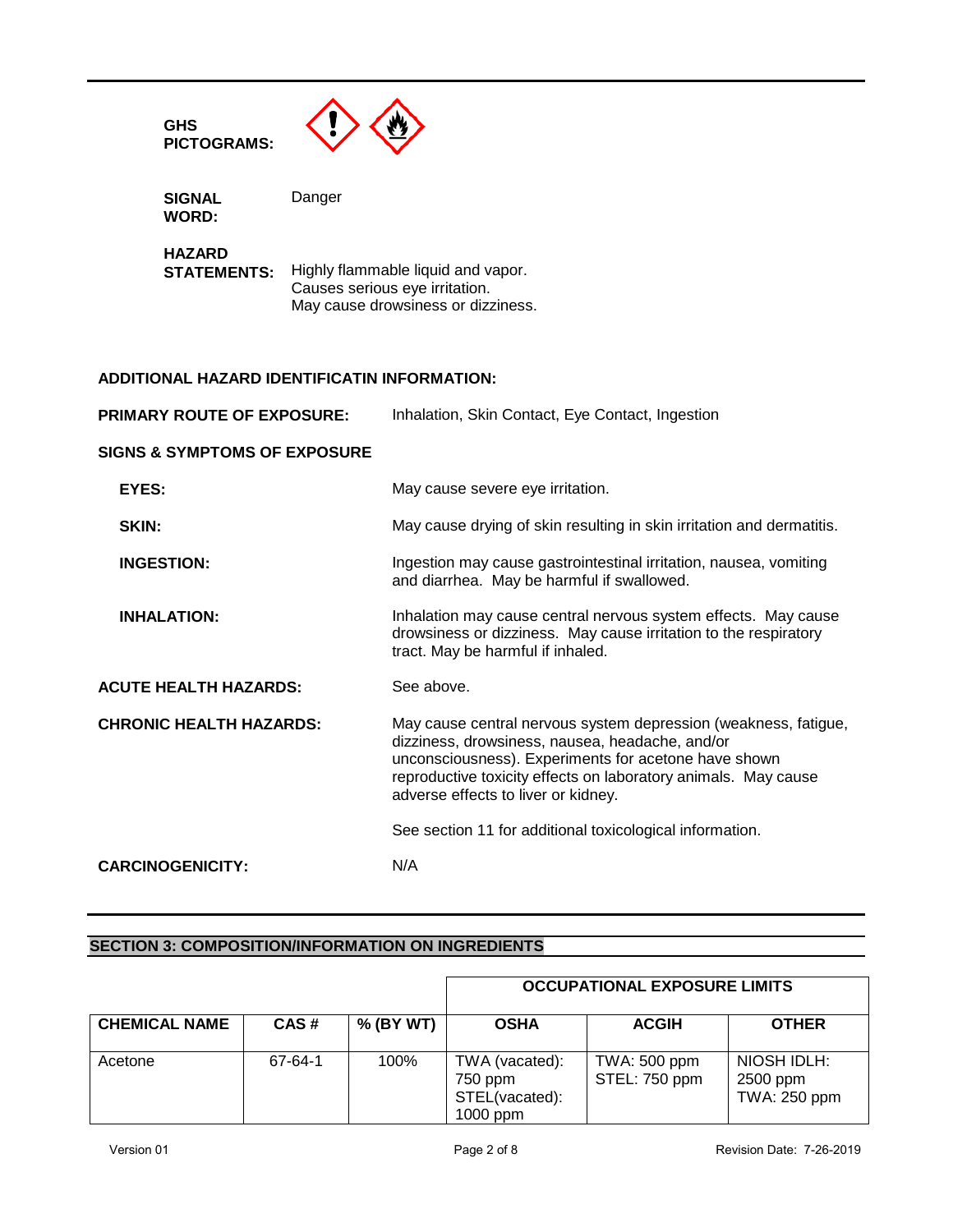**GHS PICTOGRAMS:**

**SIGNAL WORD:** Danger

**HAZARD STATEMENTS:** Highly flammable liquid and vapor.
Causes serious eye irritation.
May cause drowsiness or dizziness.

**ADDITIONAL HAZARD IDENTIFICATIN INFORMATION:**

**PRIMARY ROUTE OF EXPOSURE:** Inhalation, Skin Contact, Eye Contact, Ingestion

**SIGNS & SYMPTOMS OF EXPOSURE**

**EYES:** May cause severe eye irritation.

**SKIN:** May cause drying of skin resulting in skin irritation and dermatitis.

**INGESTION:** Ingestion may cause gastrointestinal irritation, nausea, vomiting and diarrhea. May be harmful if swallowed.

**INHALATION:** Inhalation may cause central nervous system effects. May cause drowsiness or dizziness. May cause irritation to the respiratory tract. May be harmful if inhaled.

**ACUTE HEALTH HAZARDS:** See above.

**CHRONIC HEALTH HAZARDS:** May cause central nervous system depression (weakness, fatigue, dizziness, drowsiness, nausea, headache, and/or unconsciousness). Experiments for acetone have shown reproductive toxicity effects on laboratory animals. May cause adverse effects to liver or kidney.

See section 11 for additional toxicological information.

**CARCINOGENICITY:** N/A

## SECTION 3: COMPOSITION/INFORMATION ON INGREDIENTS

| | | | OCCUPATIONAL EXPOSURE LIMITS | | |
|---|---|---|---|---|---|
| **CHEMICAL NAME** | **CAS #** | **% (BY WT)** | **OSHA** | **ACGIH** | **OTHER** |
| Acetone | 67-64-1 | 100% | TWA (vacated): 750 ppm STEL(vacated): 1000 ppm | TWA: 500 ppm STEL: 750 ppm | NIOSH IDLH: 2500 ppm TWA: 250 ppm |

Version 01 Revision Date: 7-26-2019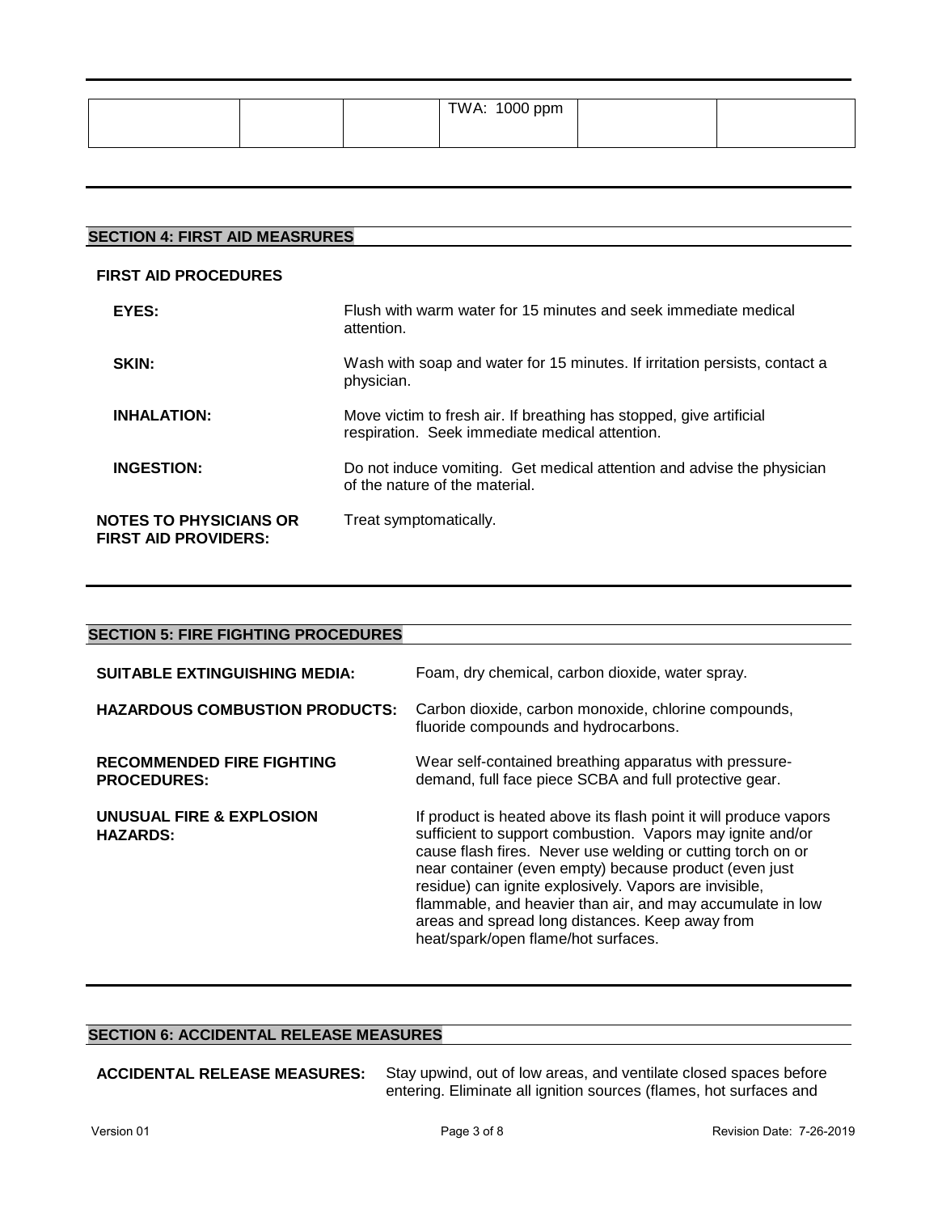| | | | TWA: 1000 ppm | | |
|---|---|---|---|---|---|

## SECTION 4: FIRST AID MEASRURES

**FIRST AID PROCEDURES**

**EYES:** Flush with warm water for 15 minutes and seek immediate medical attention.

**SKIN:** Wash with soap and water for 15 minutes. If irritation persists, contact a physician.

**INHALATION:** Move victim to fresh air. If breathing has stopped, give artificial respiration. Seek immediate medical attention.

**INGESTION:** Do not induce vomiting. Get medical attention and advise the physician of the nature of the material.

**NOTES TO PHYSICIANS OR FIRST AID PROVIDERS:** Treat symptomatically.

## SECTION 5: FIRE FIGHTING PROCEDURES

**SUITABLE EXTINGUISHING MEDIA:** Foam, dry chemical, carbon dioxide, water spray.

**HAZARDOUS COMBUSTION PRODUCTS:** Carbon dioxide, carbon monoxide, chlorine compounds, fluoride compounds and hydrocarbons.

**RECOMMENDED FIRE FIGHTING PROCEDURES:** Wear self-contained breathing apparatus with pressure-demand, full face piece SCBA and full protective gear.

**UNUSUAL FIRE & EXPLOSION HAZARDS:** If product is heated above its flash point it will produce vapors sufficient to support combustion. Vapors may ignite and/or cause flash fires. Never use welding or cutting torch on or near container (even empty) because product (even just residue) can ignite explosively. Vapors are invisible, flammable, and heavier than air, and may accumulate in low areas and spread long distances. Keep away from heat/spark/open flame/hot surfaces.

## SECTION 6: ACCIDENTAL RELEASE MEASURES

**ACCIDENTAL RELEASE MEASURES:** Stay upwind, out of low areas, and ventilate closed spaces before entering. Eliminate all ignition sources (flames, hot surfaces and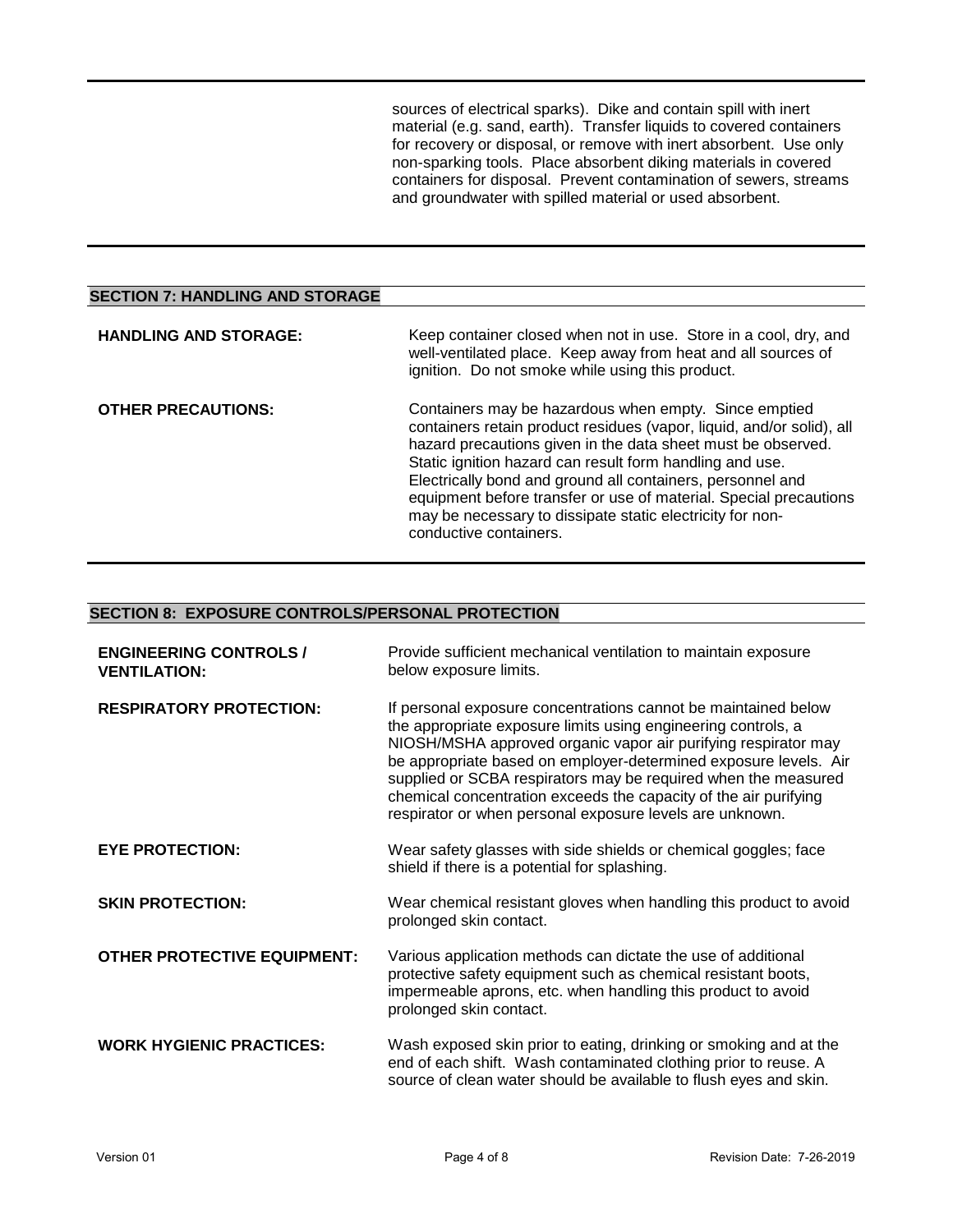sources of electrical sparks). Dike and contain spill with inert material (e.g. sand, earth). Transfer liquids to covered containers for recovery or disposal, or remove with inert absorbent. Use only non-sparking tools. Place absorbent diking materials in covered containers for disposal. Prevent contamination of sewers, streams and groundwater with spilled material or used absorbent.

## SECTION 7: HANDLING AND STORAGE

**HANDLING AND STORAGE:** Keep container closed when not in use. Store in a cool, dry, and well-ventilated place. Keep away from heat and all sources of ignition. Do not smoke while using this product.

**OTHER PRECAUTIONS:** Containers may be hazardous when empty. Since emptied containers retain product residues (vapor, liquid, and/or solid), all hazard precautions given in the data sheet must be observed. Static ignition hazard can result form handling and use. Electrically bond and ground all containers, personnel and equipment before transfer or use of material. Special precautions may be necessary to dissipate static electricity for non-conductive containers.

## SECTION 8: EXPOSURE CONTROLS/PERSONAL PROTECTION

**ENGINEERING CONTROLS / VENTILATION:** Provide sufficient mechanical ventilation to maintain exposure below exposure limits.

**RESPIRATORY PROTECTION:** If personal exposure concentrations cannot be maintained below the appropriate exposure limits using engineering controls, a NIOSH/MSHA approved organic vapor air purifying respirator may be appropriate based on employer-determined exposure levels. Air supplied or SCBA respirators may be required when the measured chemical concentration exceeds the capacity of the air purifying respirator or when personal exposure levels are unknown.

**EYE PROTECTION:** Wear safety glasses with side shields or chemical goggles; face shield if there is a potential for splashing.

**SKIN PROTECTION:** Wear chemical resistant gloves when handling this product to avoid prolonged skin contact.

**OTHER PROTECTIVE EQUIPMENT:** Various application methods can dictate the use of additional protective safety equipment such as chemical resistant boots, impermeable aprons, etc. when handling this product to avoid prolonged skin contact.

**WORK HYGIENIC PRACTICES:** Wash exposed skin prior to eating, drinking or smoking and at the end of each shift. Wash contaminated clothing prior to reuse. A source of clean water should be available to flush eyes and skin.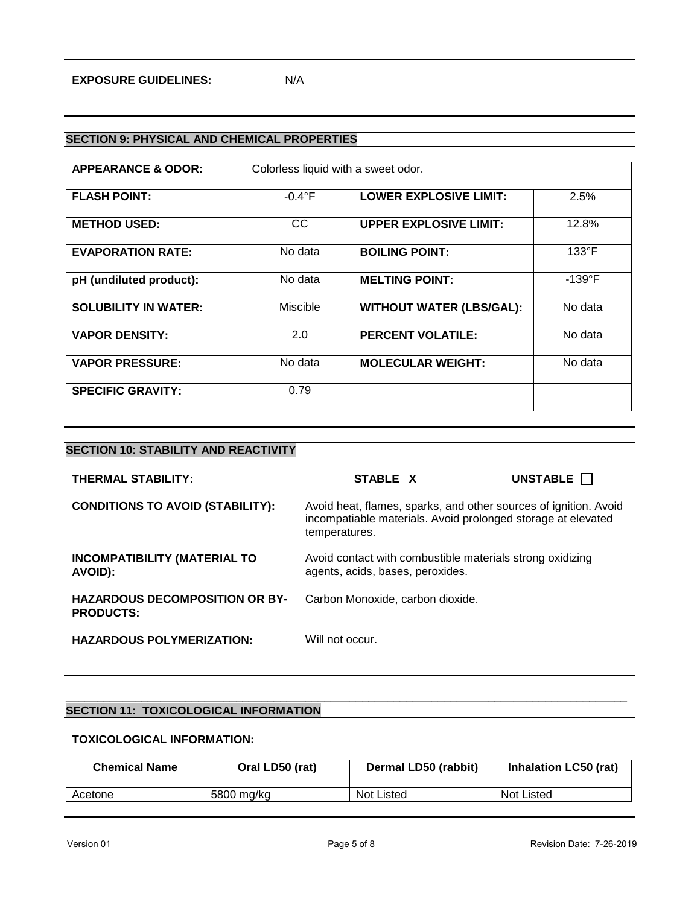**EXPOSURE GUIDELINES:** N/A

## SECTION 9: PHYSICAL AND CHEMICAL PROPERTIES

| **APPEARANCE & ODOR:** | Colorless liquid with a sweet odor. | | |
|---|---|---|---|
| **FLASH POINT:** | -0.4°F | **LOWER EXPLOSIVE LIMIT:** | 2.5% |
| **METHOD USED:** | CC | **UPPER EXPLOSIVE LIMIT:** | 12.8% |
| **EVAPORATION RATE:** | No data | **BOILING POINT:** | 133°F |
| **pH (undiluted product):** | No data | **MELTING POINT:** | -139°F |
| **SOLUBILITY IN WATER:** | Miscible | **WITHOUT WATER (LBS/GAL):** | No data |
| **VAPOR DENSITY:** | 2.0 | **PERCENT VOLATILE:** | No data |
| **VAPOR PRESSURE:** | No data | **MOLECULAR WEIGHT:** | No data |
| **SPECIFIC GRAVITY:** | 0.79 | | |

## SECTION 10: STABILITY AND REACTIVITY

**THERMAL STABILITY:** **STABLE X** **UNSTABLE ☐**

**CONDITIONS TO AVOID (STABILITY):** Avoid heat, flames, sparks, and other sources of ignition. Avoid incompatiable materials. Avoid prolonged storage at elevated temperatures.

**INCOMPATIBILITY (MATERIAL TO AVOID):** Avoid contact with combustible materials strong oxidizing agents, acids, bases, peroxides.

**HAZARDOUS DECOMPOSITION OR BY-PRODUCTS:** Carbon Monoxide, carbon dioxide.

**HAZARDOUS POLYMERIZATION:** Will not occur.

## SECTION 11: TOXICOLOGICAL INFORMATION

**TOXICOLOGICAL INFORMATION:**

| Chemical Name | Oral LD50 (rat) | Dermal LD50 (rabbit) | Inhalation LC50 (rat) |
|---|---|---|---|
| Acetone | 5800 mg/kg | Not Listed | Not Listed |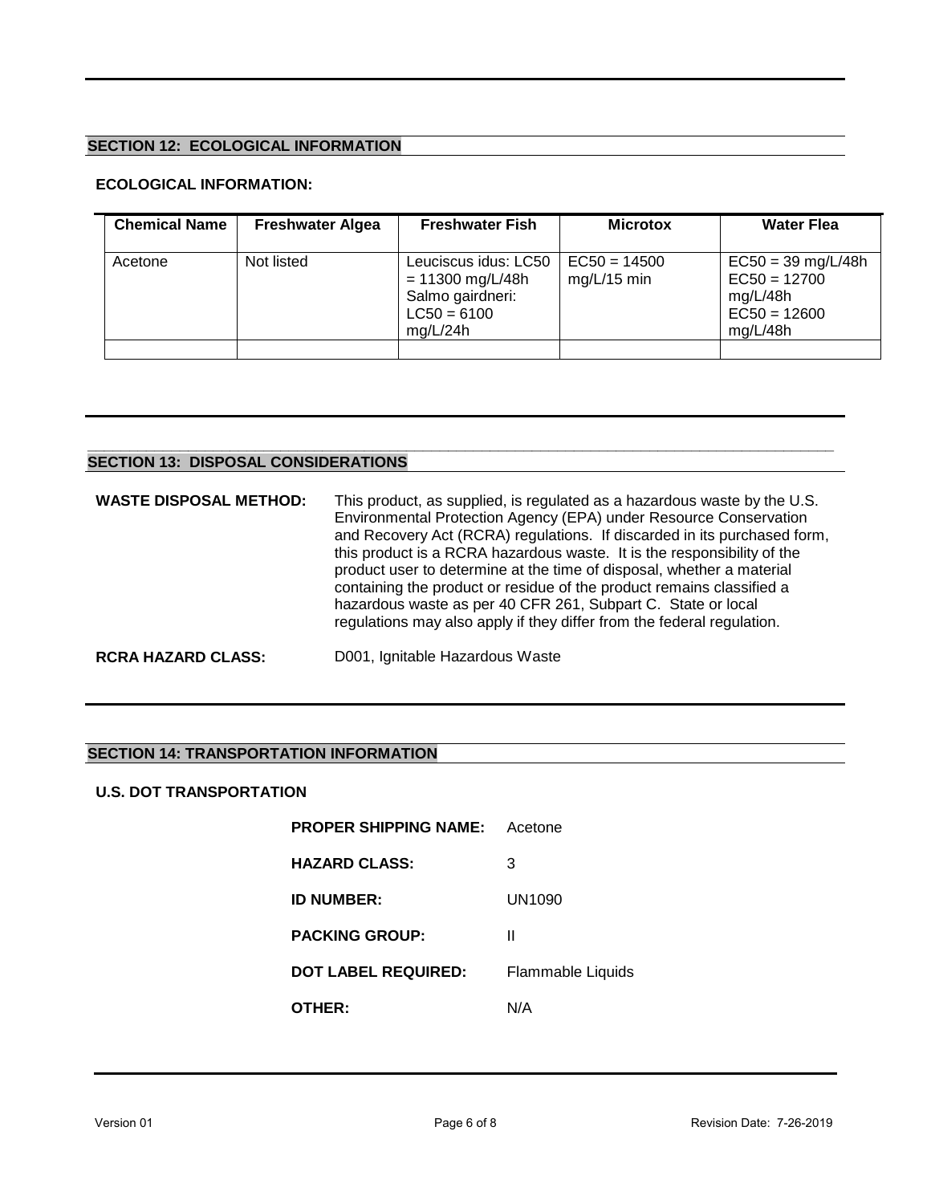## SECTION 12: ECOLOGICAL INFORMATION

**ECOLOGICAL INFORMATION:**

| Chemical Name | Freshwater Algea | Freshwater Fish | Microtox | Water Flea |
|---|---|---|---|---|
| Acetone | Not listed | Leuciscus idus: LC50 = 11300 mg/L/48h Salmo gairdneri: LC50 = 6100 mg/L/24h | EC50 = 14500 mg/L/15 min | EC50 = 39 mg/L/48h EC50 = 12700 mg/L/48h EC50 = 12600 mg/L/48h |
| | | | | |

## SECTION 13: DISPOSAL CONSIDERATIONS

**WASTE DISPOSAL METHOD:** This product, as supplied, is regulated as a hazardous waste by the U.S. Environmental Protection Agency (EPA) under Resource Conservation and Recovery Act (RCRA) regulations. If discarded in its purchased form, this product is a RCRA hazardous waste. It is the responsibility of the product user to determine at the time of disposal, whether a material containing the product or residue of the product remains classified a hazardous waste as per 40 CFR 261, Subpart C. State or local regulations may also apply if they differ from the federal regulation.

**RCRA HAZARD CLASS:** D001, Ignitable Hazardous Waste

## SECTION 14: TRANSPORTATION INFORMATION

**U.S. DOT TRANSPORTATION**

**PROPER SHIPPING NAME:** Acetone

**HAZARD CLASS:** 3

**ID NUMBER:** UN1090

**PACKING GROUP:** II

**DOT LABEL REQUIRED:** Flammable Liquids

**OTHER:** N/A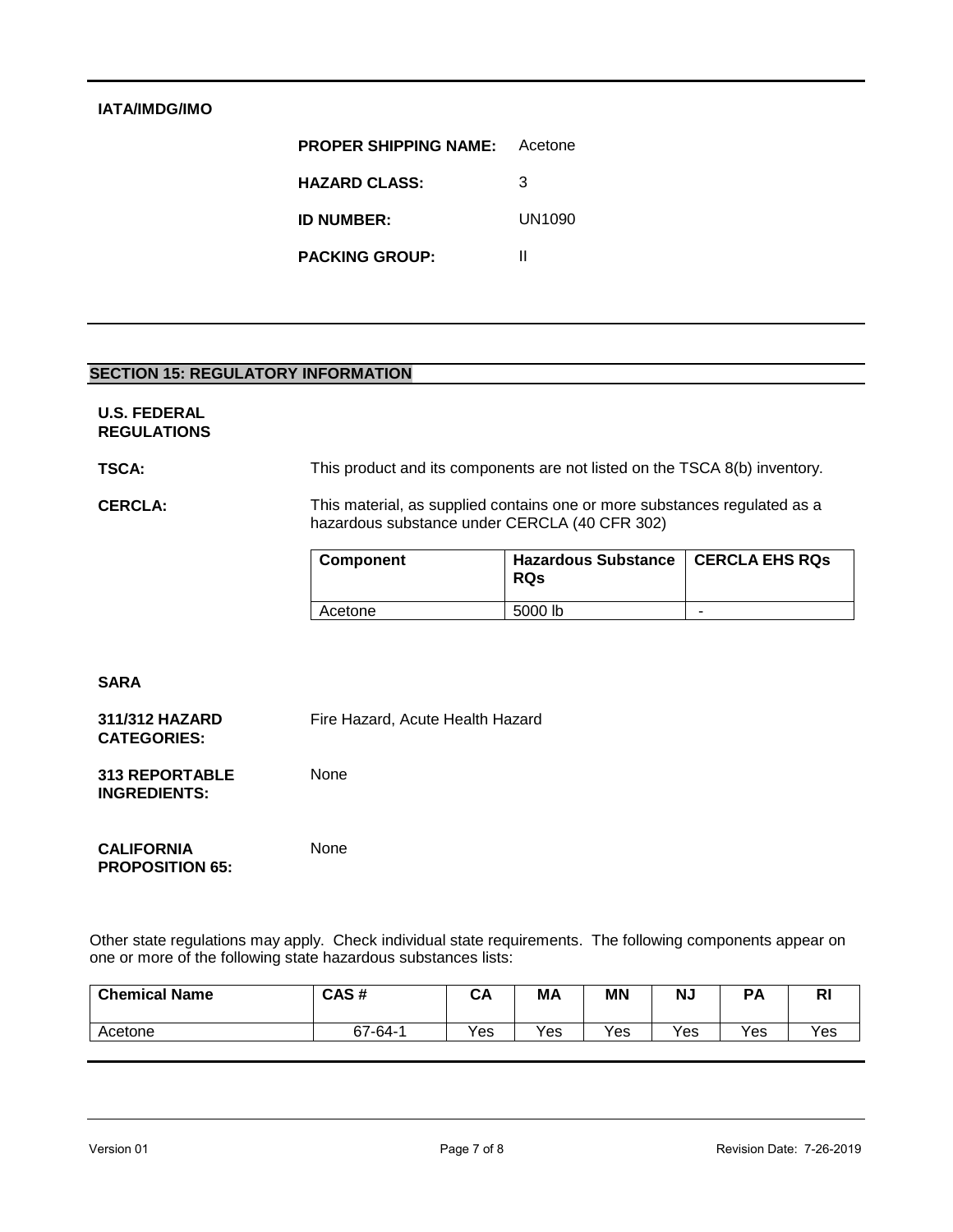**IATA/IMDG/IMO**

**PROPER SHIPPING NAME:** Acetone

**HAZARD CLASS:** 3

**ID NUMBER:** UN1090

**PACKING GROUP:** II

## SECTION 15: REGULATORY INFORMATION

**U.S. FEDERAL REGULATIONS**

**TSCA:** This product and its components are not listed on the TSCA 8(b) inventory.

**CERCLA:** This material, as supplied contains one or more substances regulated as a hazardous substance under CERCLA (40 CFR 302)

| Component | Hazardous Substance RQs | CERCLA EHS RQs |
|---|---|---|
| Acetone | 5000 lb | - |

**SARA**

**311/312 HAZARD CATEGORIES:** Fire Hazard, Acute Health Hazard

**313 REPORTABLE INGREDIENTS:** None

**CALIFORNIA PROPOSITION 65:** None

Other state regulations may apply. Check individual state requirements. The following components appear on one or more of the following state hazardous substances lists:

| Chemical Name | CAS # | CA | MA | MN | NJ | PA | RI |
|---|---|---|---|---|---|---|---|
| Acetone | 67-64-1 | Yes | Yes | Yes | Yes | Yes | Yes |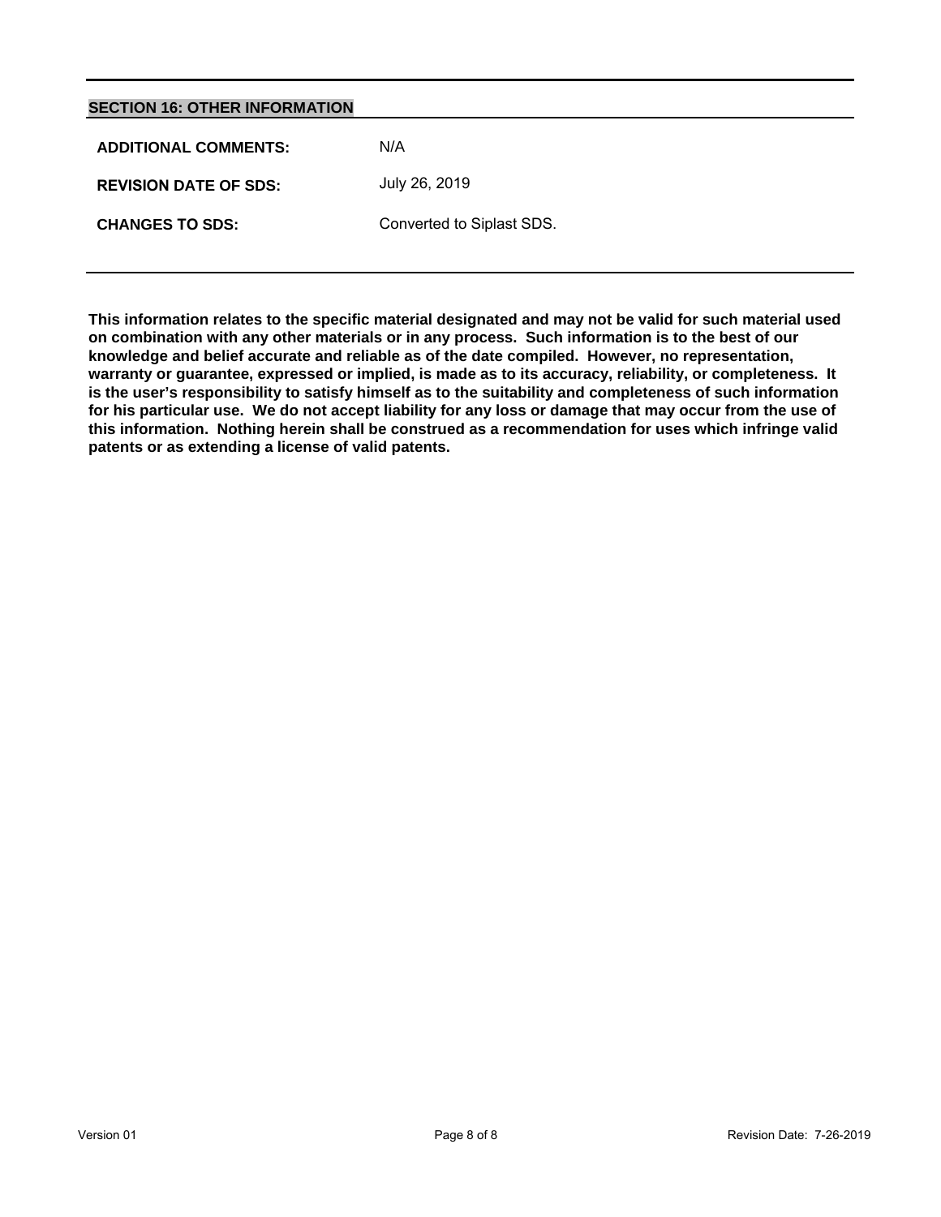## SECTION 16: OTHER INFORMATION

| | |
|---|---|
| **ADDITIONAL COMMENTS:** | N/A |
| **REVISION DATE OF SDS:** | July 26, 2019 |
| **CHANGES TO SDS:** | Converted to Siplast SDS. |

**This information relates to the specific material designated and may not be valid for such material used on combination with any other materials or in any process. Such information is to the best of our knowledge and belief accurate and reliable as of the date compiled. However, no representation, warranty or guarantee, expressed or implied, is made as to its accuracy, reliability, or completeness. It is the user's responsibility to satisfy himself as to the suitability and completeness of such information for his particular use. We do not accept liability for any loss or damage that may occur from the use of this information. Nothing herein shall be construed as a recommendation for uses which infringe valid patents or as extending a license of valid patents.**